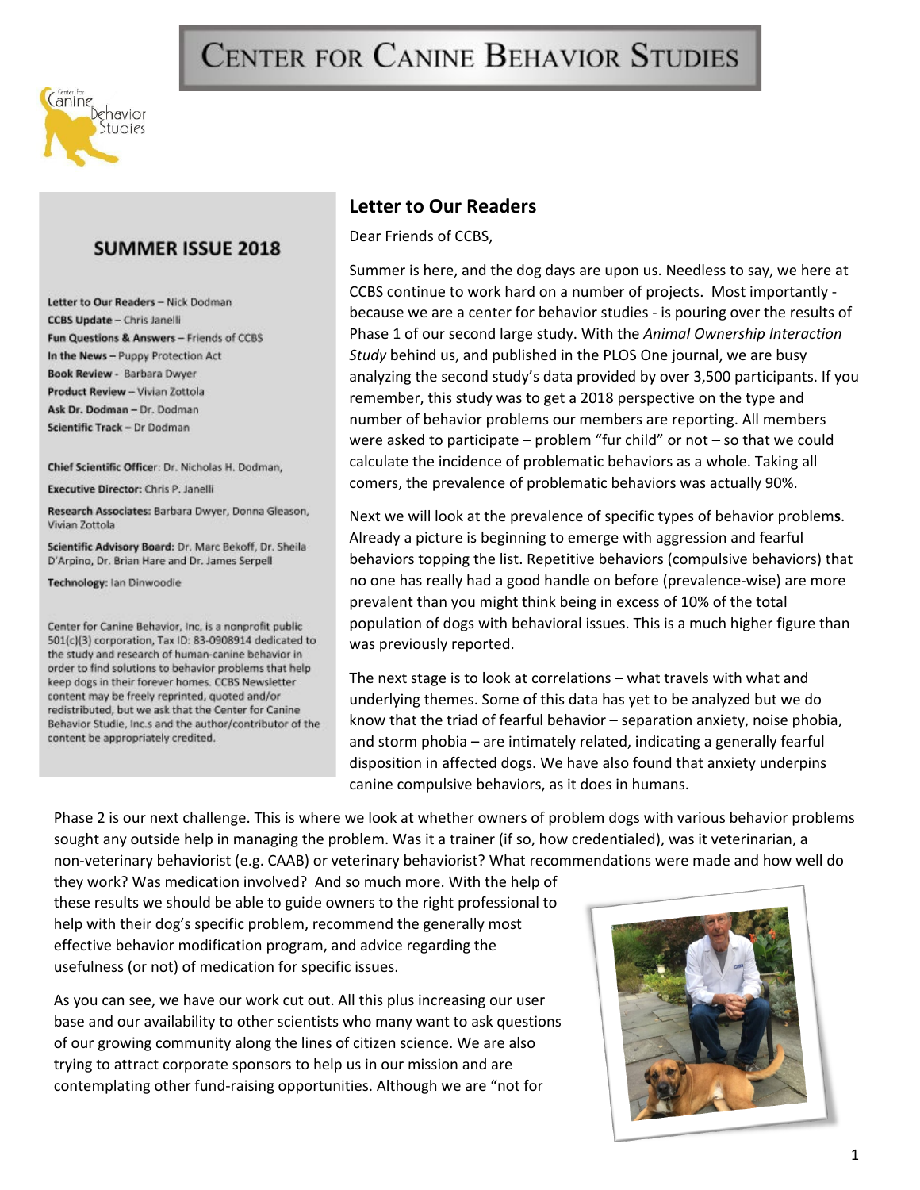# Center for Canine Behavior Studies

## SUMMER ISSUE 2018

**Letter to Our Readers** – Nick Dodman
**CCBS Update** – Chris Janelli
**Fun Questions & Answers** – Friends of CCBS
**In the News** – Puppy Protection Act
**Book Review** - Barbara Dwyer
**Product Review** – Vivian Zottola
**Ask Dr. Dodman** – Dr. Dodman
**Scientific Track** – Dr Dodman

**Chief Scientific Officer**: Dr. Nicholas H. Dodman,

**Executive Director:** Chris P. Janelli

**Research Associates:** Barbara Dwyer, Donna Gleason, Vivian Zottola

**Scientific Advisory Board:** Dr. Marc Bekoff, Dr. Sheila D'Arpino, Dr. Brian Hare and Dr. James Serpell

**Technology:** Ian Dinwoodie

Center for Canine Behavior, Inc, is a nonprofit public 501(c)(3) corporation, Tax ID: 83-0908914 dedicated to the study and research of human-canine behavior in order to find solutions to behavior problems that help keep dogs in their forever homes. CCBS Newsletter content may be freely reprinted, quoted and/or redistributed, but we ask that the Center for Canine Behavior Studie, Inc.s and the author/contributor of the content be appropriately credited.

## Letter to Our Readers

Dear Friends of CCBS,

Summer is here, and the dog days are upon us. Needless to say, we here at CCBS continue to work hard on a number of projects. Most importantly - because we are a center for behavior studies - is pouring over the results of Phase 1 of our second large study. With the *Animal Ownership Interaction Study* behind us, and published in the PLOS One journal, we are busy analyzing the second study's data provided by over 3,500 participants. If you remember, this study was to get a 2018 perspective on the type and number of behavior problems our members are reporting. All members were asked to participate – problem "fur child" or not – so that we could calculate the incidence of problematic behaviors as a whole. Taking all comers, the prevalence of problematic behaviors was actually 90%.

Next we will look at the prevalence of specific types of behavior problem**s**. Already a picture is beginning to emerge with aggression and fearful behaviors topping the list. Repetitive behaviors (compulsive behaviors) that no one has really had a good handle on before (prevalence-wise) are more prevalent than you might think being in excess of 10% of the total population of dogs with behavioral issues. This is a much higher figure than was previously reported.

The next stage is to look at correlations – what travels with what and underlying themes. Some of this data has yet to be analyzed but we do know that the triad of fearful behavior – separation anxiety, noise phobia, and storm phobia – are intimately related, indicating a generally fearful disposition in affected dogs. We have also found that anxiety underpins canine compulsive behaviors, as it does in humans.

Phase 2 is our next challenge. This is where we look at whether owners of problem dogs with various behavior problems sought any outside help in managing the problem. Was it a trainer (if so, how credentialed), was it veterinarian, a non-veterinary behaviorist (e.g. CAAB) or veterinary behaviorist? What recommendations were made and how well do they work? Was medication involved? And so much more. With the help of these results we should be able to guide owners to the right professional to help with their dog's specific problem, recommend the generally most effective behavior modification program, and advice regarding the usefulness (or not) of medication for specific issues.

As you can see, we have our work cut out. All this plus increasing our user base and our availability to other scientists who many want to ask questions of our growing community along the lines of citizen science. We are also trying to attract corporate sponsors to help us in our mission and are contemplating other fund-raising opportunities. Although we are "not for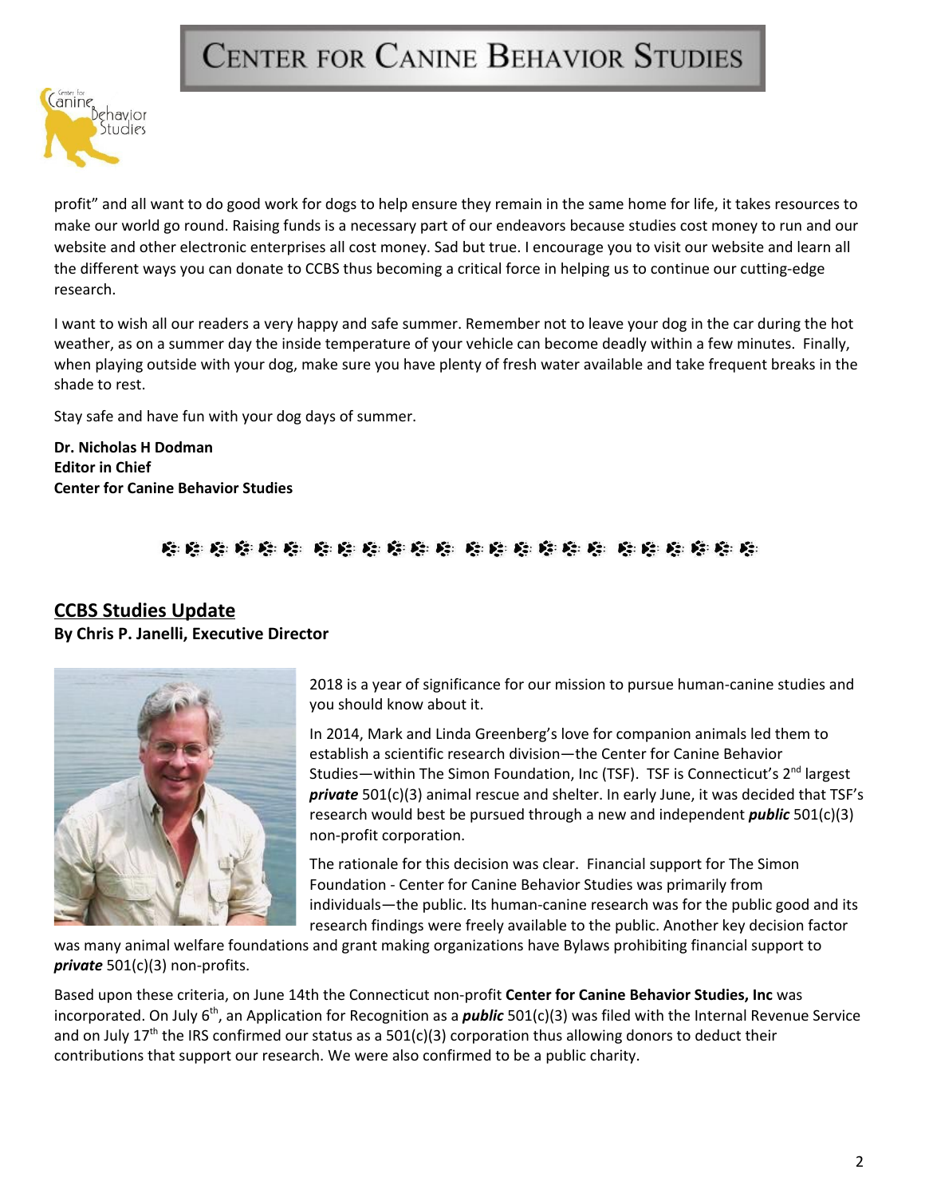profit" and all want to do good work for dogs to help ensure they remain in the same home for life, it takes resources to make our world go round. Raising funds is a necessary part of our endeavors because studies cost money to run and our website and other electronic enterprises all cost money. Sad but true. I encourage you to visit our website and learn all the different ways you can donate to CCBS thus becoming a critical force in helping us to continue our cutting-edge research.

I want to wish all our readers a very happy and safe summer. Remember not to leave your dog in the car during the hot weather, as on a summer day the inside temperature of your vehicle can become deadly within a few minutes. Finally, when playing outside with your dog, make sure you have plenty of fresh water available and take frequent breaks in the shade to rest.

Stay safe and have fun with your dog days of summer.

**Dr. Nicholas H Dodman**
**Editor in Chief**
**Center for Canine Behavior Studies**

## CCBS Studies Update

**By Chris P. Janelli, Executive Director**

2018 is a year of significance for our mission to pursue human-canine studies and you should know about it.

In 2014, Mark and Linda Greenberg's love for companion animals led them to establish a scientific research division—the Center for Canine Behavior Studies—within The Simon Foundation, Inc (TSF). TSF is Connecticut's 2nd largest ***private*** 501(c)(3) animal rescue and shelter. In early June, it was decided that TSF's research would best be pursued through a new and independent ***public*** 501(c)(3) non-profit corporation.

The rationale for this decision was clear. Financial support for The Simon Foundation - Center for Canine Behavior Studies was primarily from individuals—the public. Its human-canine research was for the public good and its research findings were freely available to the public. Another key decision factor was many animal welfare foundations and grant making organizations have Bylaws prohibiting financial support to ***private*** 501(c)(3) non-profits.

Based upon these criteria, on June 14th the Connecticut non-profit **Center for Canine Behavior Studies, Inc** was incorporated. On July 6th, an Application for Recognition as a ***public*** 501(c)(3) was filed with the Internal Revenue Service and on July 17th the IRS confirmed our status as a 501(c)(3) corporation thus allowing donors to deduct their contributions that support our research. We were also confirmed to be a public charity.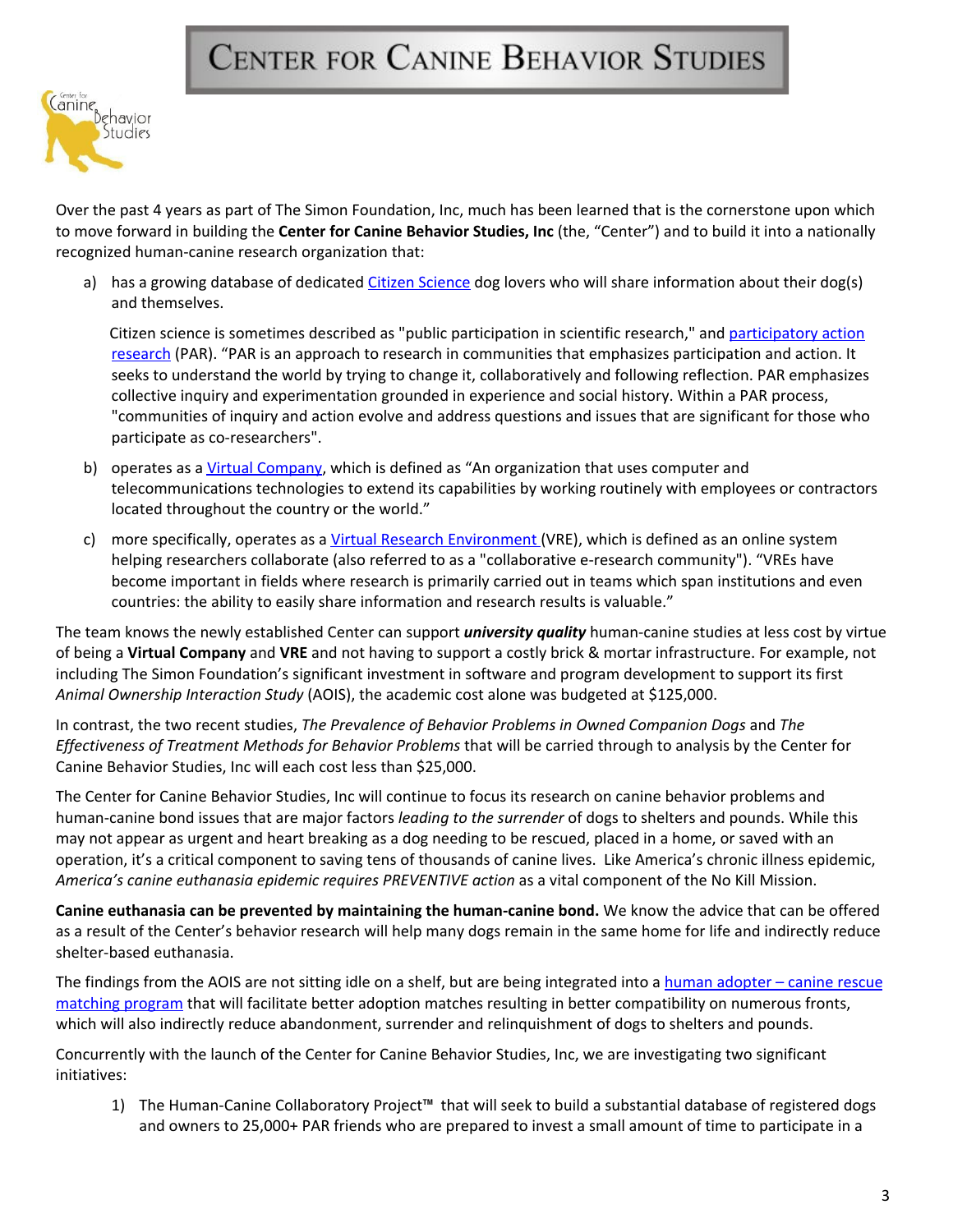# Center for Canine Behavior Studies

Over the past 4 years as part of The Simon Foundation, Inc, much has been learned that is the cornerstone upon which to move forward in building the **Center for Canine Behavior Studies, Inc** (the, "Center") and to build it into a nationally recognized human-canine research organization that:

a) has a growing database of dedicated Citizen Science dog lovers who will share information about their dog(s) and themselves.

   Citizen science is sometimes described as "public participation in scientific research," and participatory action research (PAR). "PAR is an approach to research in communities that emphasizes participation and action. It seeks to understand the world by trying to change it, collaboratively and following reflection. PAR emphasizes collective inquiry and experimentation grounded in experience and social history. Within a PAR process, "communities of inquiry and action evolve and address questions and issues that are significant for those who participate as co-researchers".

b) operates as a Virtual Company, which is defined as "An organization that uses computer and telecommunications technologies to extend its capabilities by working routinely with employees or contractors located throughout the country or the world."

c) more specifically, operates as a Virtual Research Environment (VRE), which is defined as an online system helping researchers collaborate (also referred to as a "collaborative e-research community"). "VREs have become important in fields where research is primarily carried out in teams which span institutions and even countries: the ability to easily share information and research results is valuable."

The team knows the newly established Center can support ***university quality*** human-canine studies at less cost by virtue of being a **Virtual Company** and **VRE** and not having to support a costly brick & mortar infrastructure. For example, not including The Simon Foundation's significant investment in software and program development to support its first *Animal Ownership Interaction Study* (AOIS), the academic cost alone was budgeted at $125,000.

In contrast, the two recent studies, *The Prevalence of Behavior Problems in Owned Companion Dogs* and *The Effectiveness of Treatment Methods for Behavior Problems* that will be carried through to analysis by the Center for Canine Behavior Studies, Inc will each cost less than $25,000.

The Center for Canine Behavior Studies, Inc will continue to focus its research on canine behavior problems and human-canine bond issues that are major factors *leading to the surrender* of dogs to shelters and pounds. While this may not appear as urgent and heart breaking as a dog needing to be rescued, placed in a home, or saved with an operation, it's a critical component to saving tens of thousands of canine lives. Like America's chronic illness epidemic, *America's canine euthanasia epidemic requires PREVENTIVE action* as a vital component of the No Kill Mission.

**Canine euthanasia can be prevented by maintaining the human-canine bond.** We know the advice that can be offered as a result of the Center's behavior research will help many dogs remain in the same home for life and indirectly reduce shelter-based euthanasia.

The findings from the AOIS are not sitting idle on a shelf, but are being integrated into a human adopter – canine rescue matching program that will facilitate better adoption matches resulting in better compatibility on numerous fronts, which will also indirectly reduce abandonment, surrender and relinquishment of dogs to shelters and pounds.

Concurrently with the launch of the Center for Canine Behavior Studies, Inc, we are investigating two significant initiatives:

1) The Human-Canine Collaboratory Project™ that will seek to build a substantial database of registered dogs and owners to 25,000+ PAR friends who are prepared to invest a small amount of time to participate in a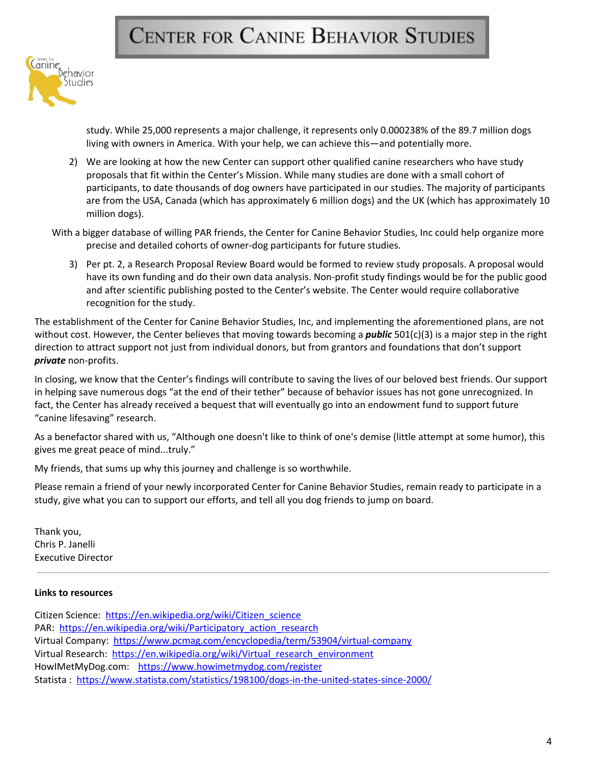study. While 25,000 represents a major challenge, it represents only 0.000238% of the 89.7 million dogs living with owners in America. With your help, we can achieve this—and potentially more.

2) We are looking at how the new Center can support other qualified canine researchers who have study proposals that fit within the Center's Mission. While many studies are done with a small cohort of participants, to date thousands of dog owners have participated in our studies. The majority of participants are from the USA, Canada (which has approximately 6 million dogs) and the UK (which has approximately 10 million dogs).

With a bigger database of willing PAR friends, the Center for Canine Behavior Studies, Inc could help organize more precise and detailed cohorts of owner-dog participants for future studies.

3) Per pt. 2, a Research Proposal Review Board would be formed to review study proposals. A proposal would have its own funding and do their own data analysis. Non-profit study findings would be for the public good and after scientific publishing posted to the Center's website. The Center would require collaborative recognition for the study.

The establishment of the Center for Canine Behavior Studies, Inc, and implementing the aforementioned plans, are not without cost. However, the Center believes that moving towards becoming a ***public*** 501(c)(3) is a major step in the right direction to attract support not just from individual donors, but from grantors and foundations that don't support ***private*** non-profits.

In closing, we know that the Center's findings will contribute to saving the lives of our beloved best friends. Our support in helping save numerous dogs "at the end of their tether" because of behavior issues has not gone unrecognized. In fact, the Center has already received a bequest that will eventually go into an endowment fund to support future "canine lifesaving" research.

As a benefactor shared with us, "Although one doesn't like to think of one's demise (little attempt at some humor), this gives me great peace of mind...truly."

My friends, that sums up why this journey and challenge is so worthwhile.

Please remain a friend of your newly incorporated Center for Canine Behavior Studies, remain ready to participate in a study, give what you can to support our efforts, and tell all you dog friends to jump on board.

Thank you,  
Chris P. Janelli  
Executive Director

---

**Links to resources**

Citizen Science: https://en.wikipedia.org/wiki/Citizen_science  
PAR: https://en.wikipedia.org/wiki/Participatory_action_research  
Virtual Company: https://www.pcmag.com/encyclopedia/term/53904/virtual-company  
Virtual Research: https://en.wikipedia.org/wiki/Virtual_research_environment  
HowIMetMyDog.com: https://www.howimetmydog.com/register  
Statista : https://www.statista.com/statistics/198100/dogs-in-the-united-states-since-2000/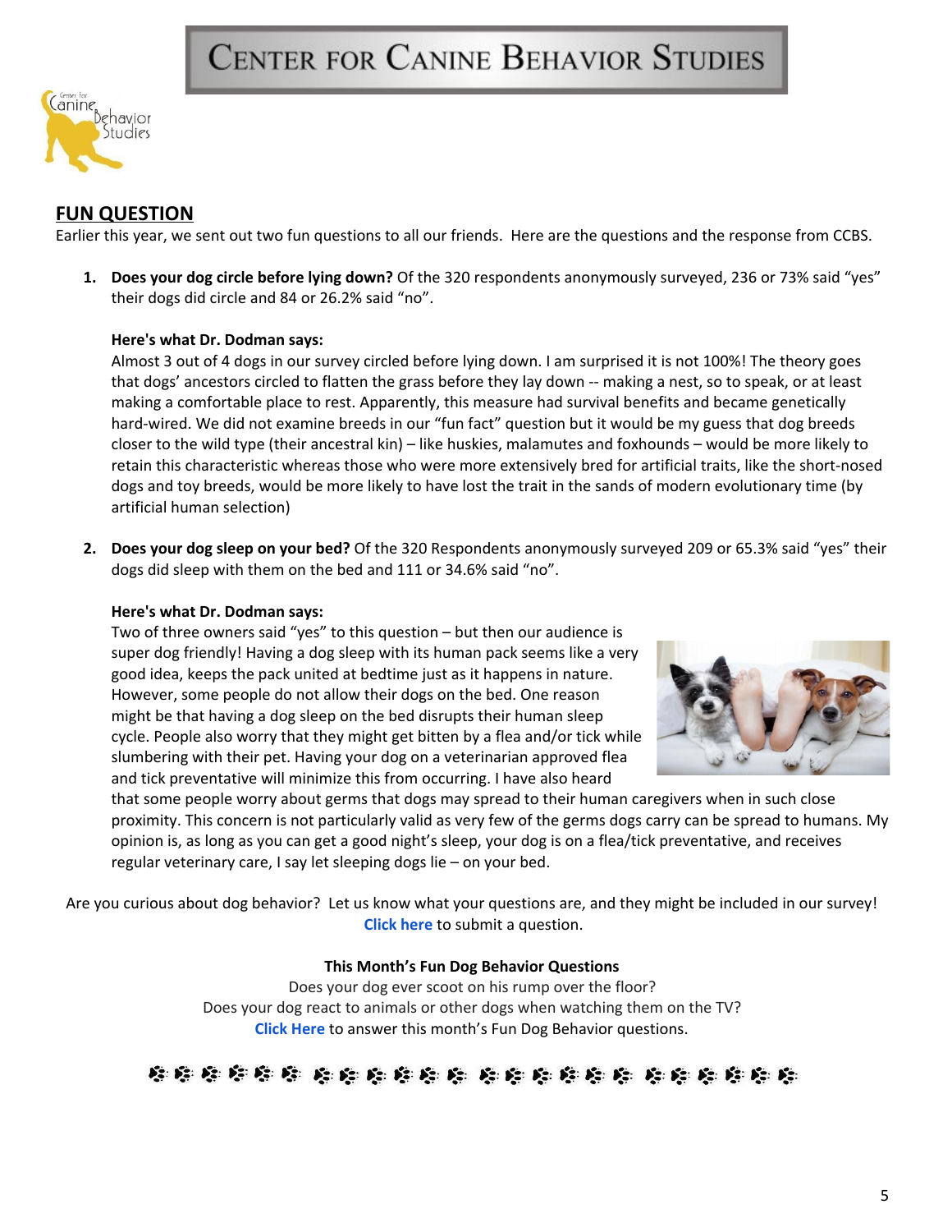# Center for Canine Behavior Studies

## FUN QUESTION

Earlier this year, we sent out two fun questions to all our friends. Here are the questions and the response from CCBS.

1. **Does your dog circle before lying down?** Of the 320 respondents anonymously surveyed, 236 or 73% said "yes" their dogs did circle and 84 or 26.2% said "no".

   **Here's what Dr. Dodman says:**
   Almost 3 out of 4 dogs in our survey circled before lying down. I am surprised it is not 100%! The theory goes that dogs' ancestors circled to flatten the grass before they lay down -- making a nest, so to speak, or at least making a comfortable place to rest. Apparently, this measure had survival benefits and became genetically hard-wired. We did not examine breeds in our "fun fact" question but it would be my guess that dog breeds closer to the wild type (their ancestral kin) – like huskies, malamutes and foxhounds – would be more likely to retain this characteristic whereas those who were more extensively bred for artificial traits, like the short-nosed dogs and toy breeds, would be more likely to have lost the trait in the sands of modern evolutionary time (by artificial human selection)

2. **Does your dog sleep on your bed?** Of the 320 Respondents anonymously surveyed 209 or 65.3% said "yes" their dogs did sleep with them on the bed and 111 or 34.6% said "no".

   **Here's what Dr. Dodman says:**
   Two of three owners said "yes" to this question – but then our audience is super dog friendly! Having a dog sleep with its human pack seems like a very good idea, keeps the pack united at bedtime just as it happens in nature. However, some people do not allow their dogs on the bed. One reason might be that having a dog sleep on the bed disrupts their human sleep cycle. People also worry that they might get bitten by a flea and/or tick while slumbering with their pet. Having your dog on a veterinarian approved flea and tick preventative will minimize this from occurring. I have also heard that some people worry about germs that dogs may spread to their human caregivers when in such close proximity. This concern is not particularly valid as very few of the germs dogs carry can be spread to humans. My opinion is, as long as you can get a good night's sleep, your dog is on a flea/tick preventative, and receives regular veterinary care, I say let sleeping dogs lie – on your bed.

Are you curious about dog behavior? Let us know what your questions are, and they might be included in our survey! Click here to submit a question.

**This Month's Fun Dog Behavior Questions**

Does your dog ever scoot on his rump over the floor?
Does your dog react to animals or other dogs when watching them on the TV?
Click Here to answer this month's Fun Dog Behavior questions.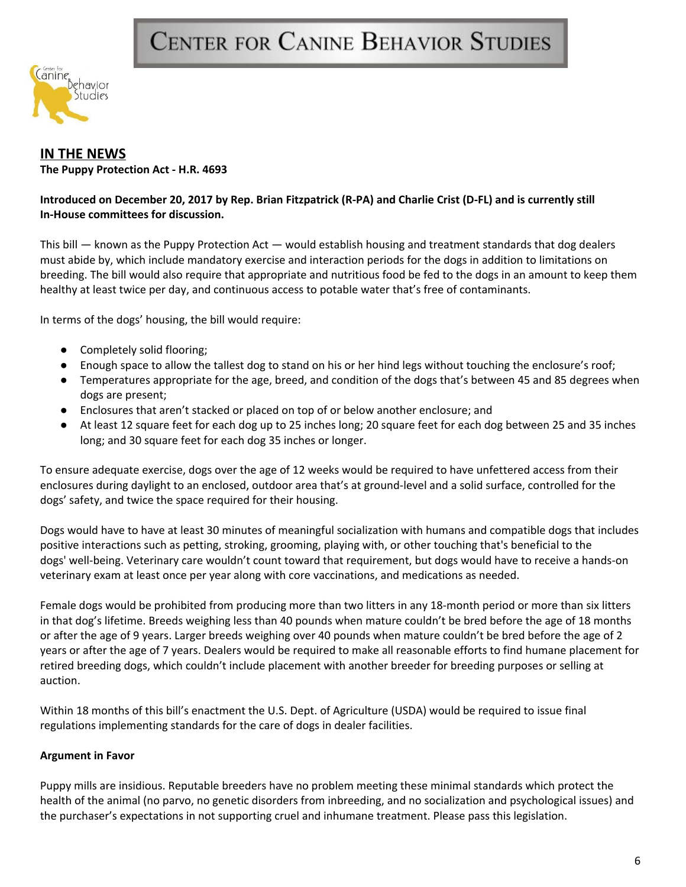# Center for Canine Behavior Studies

## IN THE NEWS

**The Puppy Protection Act - H.R. 4693**

**Introduced on December 20, 2017 by Rep. Brian Fitzpatrick (R-PA) and Charlie Crist (D-FL) and is currently still In-House committees for discussion.**

This bill — known as the Puppy Protection Act — would establish housing and treatment standards that dog dealers must abide by, which include mandatory exercise and interaction periods for the dogs in addition to limitations on breeding. The bill would also require that appropriate and nutritious food be fed to the dogs in an amount to keep them healthy at least twice per day, and continuous access to potable water that's free of contaminants.

In terms of the dogs' housing, the bill would require:

- Completely solid flooring;
- Enough space to allow the tallest dog to stand on his or her hind legs without touching the enclosure's roof;
- Temperatures appropriate for the age, breed, and condition of the dogs that's between 45 and 85 degrees when dogs are present;
- Enclosures that aren't stacked or placed on top of or below another enclosure; and
- At least 12 square feet for each dog up to 25 inches long; 20 square feet for each dog between 25 and 35 inches long; and 30 square feet for each dog 35 inches or longer.

To ensure adequate exercise, dogs over the age of 12 weeks would be required to have unfettered access from their enclosures during daylight to an enclosed, outdoor area that's at ground-level and a solid surface, controlled for the dogs' safety, and twice the space required for their housing.

Dogs would have to have at least 30 minutes of meaningful socialization with humans and compatible dogs that includes positive interactions such as petting, stroking, grooming, playing with, or other touching that's beneficial to the dogs' well-being. Veterinary care wouldn't count toward that requirement, but dogs would have to receive a hands-on veterinary exam at least once per year along with core vaccinations, and medications as needed.

Female dogs would be prohibited from producing more than two litters in any 18-month period or more than six litters in that dog's lifetime. Breeds weighing less than 40 pounds when mature couldn't be bred before the age of 18 months or after the age of 9 years. Larger breeds weighing over 40 pounds when mature couldn't be bred before the age of 2 years or after the age of 7 years. Dealers would be required to make all reasonable efforts to find humane placement for retired breeding dogs, which couldn't include placement with another breeder for breeding purposes or selling at auction.

Within 18 months of this bill's enactment the U.S. Dept. of Agriculture (USDA) would be required to issue final regulations implementing standards for the care of dogs in dealer facilities.

**Argument in Favor**

Puppy mills are insidious. Reputable breeders have no problem meeting these minimal standards which protect the health of the animal (no parvo, no genetic disorders from inbreeding, and no socialization and psychological issues) and the purchaser's expectations in not supporting cruel and inhumane treatment. Please pass this legislation.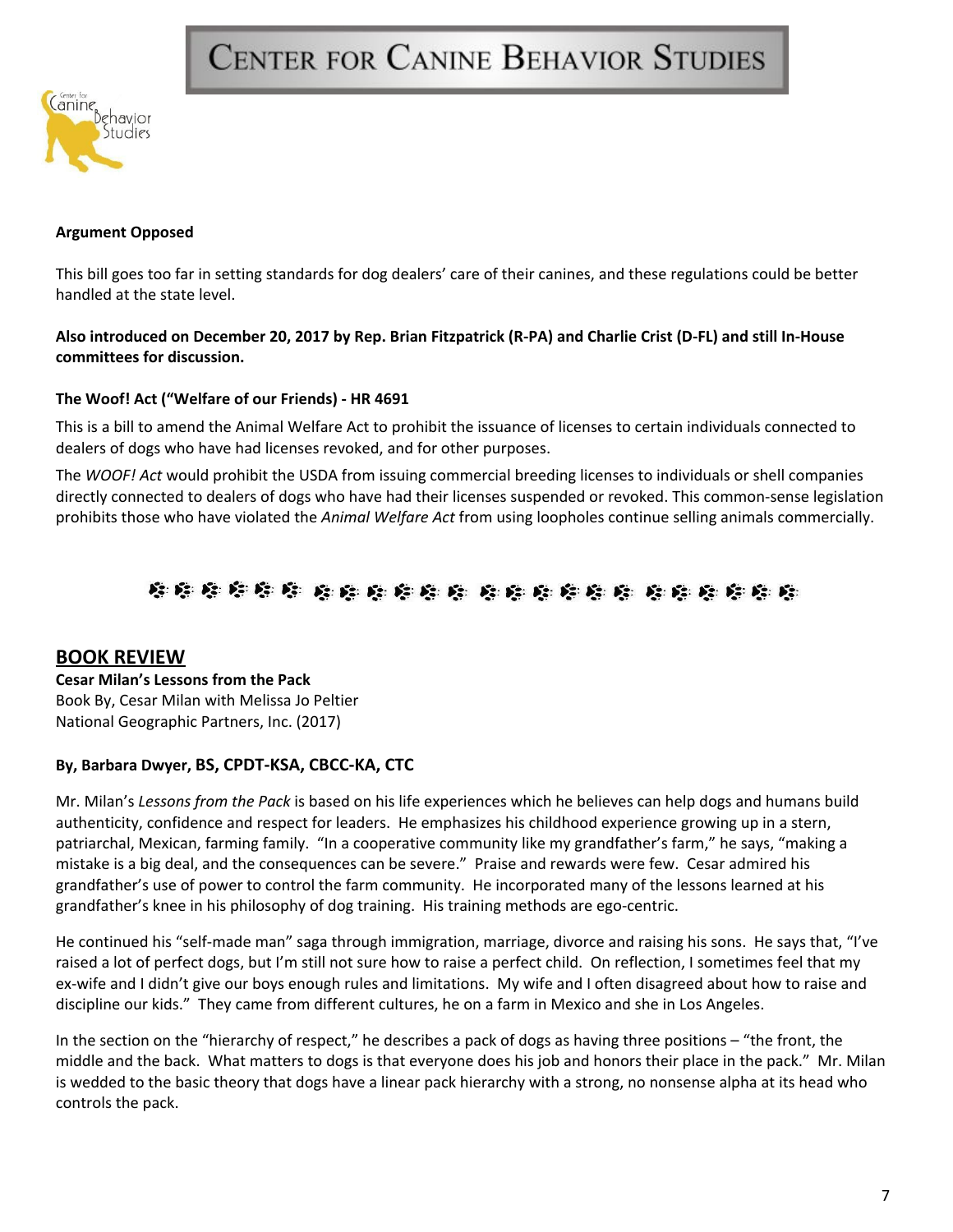**Argument Opposed**

This bill goes too far in setting standards for dog dealers' care of their canines, and these regulations could be better handled at the state level.

**Also introduced on December 20, 2017 by Rep. Brian Fitzpatrick (R-PA) and Charlie Crist (D-FL) and still In-House committees for discussion.**

**The Woof! Act ("Welfare of our Friends) - HR 4691**

This is a bill to amend the Animal Welfare Act to prohibit the issuance of licenses to certain individuals connected to dealers of dogs who have had licenses revoked, and for other purposes.

The *WOOF! Act* would prohibit the USDA from issuing commercial breeding licenses to individuals or shell companies directly connected to dealers of dogs who have had their licenses suspended or revoked. This common-sense legislation prohibits those who have violated the *Animal Welfare Act* from using loopholes continue selling animals commercially.

## BOOK REVIEW

**Cesar Milan's Lessons from the Pack**
Book By, Cesar Milan with Melissa Jo Peltier
National Geographic Partners, Inc. (2017)

**By, Barbara Dwyer, BS, CPDT-KSA, CBCC-KA, CTC**

Mr. Milan's *Lessons from the Pack* is based on his life experiences which he believes can help dogs and humans build authenticity, confidence and respect for leaders. He emphasizes his childhood experience growing up in a stern, patriarchal, Mexican, farming family. "In a cooperative community like my grandfather's farm," he says, "making a mistake is a big deal, and the consequences can be severe." Praise and rewards were few. Cesar admired his grandfather's use of power to control the farm community. He incorporated many of the lessons learned at his grandfather's knee in his philosophy of dog training. His training methods are ego-centric.

He continued his "self-made man" saga through immigration, marriage, divorce and raising his sons. He says that, "I've raised a lot of perfect dogs, but I'm still not sure how to raise a perfect child. On reflection, I sometimes feel that my ex-wife and I didn't give our boys enough rules and limitations. My wife and I often disagreed about how to raise and discipline our kids." They came from different cultures, he on a farm in Mexico and she in Los Angeles.

In the section on the "hierarchy of respect," he describes a pack of dogs as having three positions – "the front, the middle and the back. What matters to dogs is that everyone does his job and honors their place in the pack." Mr. Milan is wedded to the basic theory that dogs have a linear pack hierarchy with a strong, no nonsense alpha at its head who controls the pack.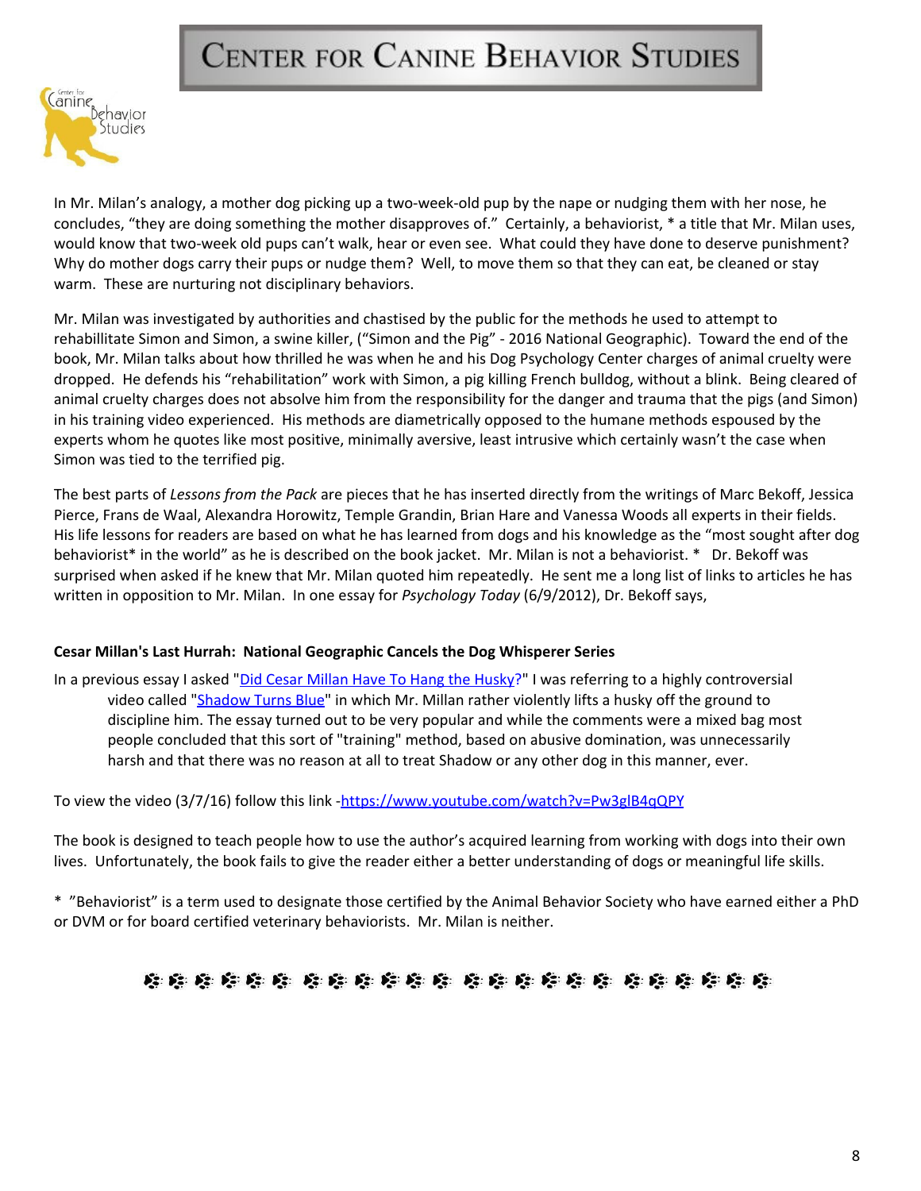In Mr. Milan's analogy, a mother dog picking up a two-week-old pup by the nape or nudging them with her nose, he concludes, "they are doing something the mother disapproves of." Certainly, a behaviorist, * a title that Mr. Milan uses, would know that two-week old pups can't walk, hear or even see. What could they have done to deserve punishment? Why do mother dogs carry their pups or nudge them? Well, to move them so that they can eat, be cleaned or stay warm. These are nurturing not disciplinary behaviors.

Mr. Milan was investigated by authorities and chastised by the public for the methods he used to attempt to rehabillitate Simon and Simon, a swine killer, ("Simon and the Pig" - 2016 National Geographic). Toward the end of the book, Mr. Milan talks about how thrilled he was when he and his Dog Psychology Center charges of animal cruelty were dropped. He defends his "rehabilitation" work with Simon, a pig killing French bulldog, without a blink. Being cleared of animal cruelty charges does not absolve him from the responsibility for the danger and trauma that the pigs (and Simon) in his training video experienced. His methods are diametrically opposed to the humane methods espoused by the experts whom he quotes like most positive, minimally aversive, least intrusive which certainly wasn't the case when Simon was tied to the terrified pig.

The best parts of *Lessons from the Pack* are pieces that he has inserted directly from the writings of Marc Bekoff, Jessica Pierce, Frans de Waal, Alexandra Horowitz, Temple Grandin, Brian Hare and Vanessa Woods all experts in their fields. His life lessons for readers are based on what he has learned from dogs and his knowledge as the "most sought after dog behaviorist* in the world" as he is described on the book jacket. Mr. Milan is not a behaviorist. * Dr. Bekoff was surprised when asked if he knew that Mr. Milan quoted him repeatedly. He sent me a long list of links to articles he has written in opposition to Mr. Milan. In one essay for *Psychology Today* (6/9/2012), Dr. Bekoff says,

**Cesar Millan's Last Hurrah: National Geographic Cancels the Dog Whisperer Series**

In a previous essay I asked "Did Cesar Millan Have To Hang the Husky?" I was referring to a highly controversial video called "Shadow Turns Blue" in which Mr. Millan rather violently lifts a husky off the ground to discipline him. The essay turned out to be very popular and while the comments were a mixed bag most people concluded that this sort of "training" method, based on abusive domination, was unnecessarily harsh and that there was no reason at all to treat Shadow or any other dog in this manner, ever.

To view the video (3/7/16) follow this link -https://www.youtube.com/watch?v=Pw3glB4qQPY

The book is designed to teach people how to use the author's acquired learning from working with dogs into their own lives. Unfortunately, the book fails to give the reader either a better understanding of dogs or meaningful life skills.

\* "Behaviorist" is a term used to designate those certified by the Animal Behavior Society who have earned either a PhD or DVM or for board certified veterinary behaviorists. Mr. Milan is neither.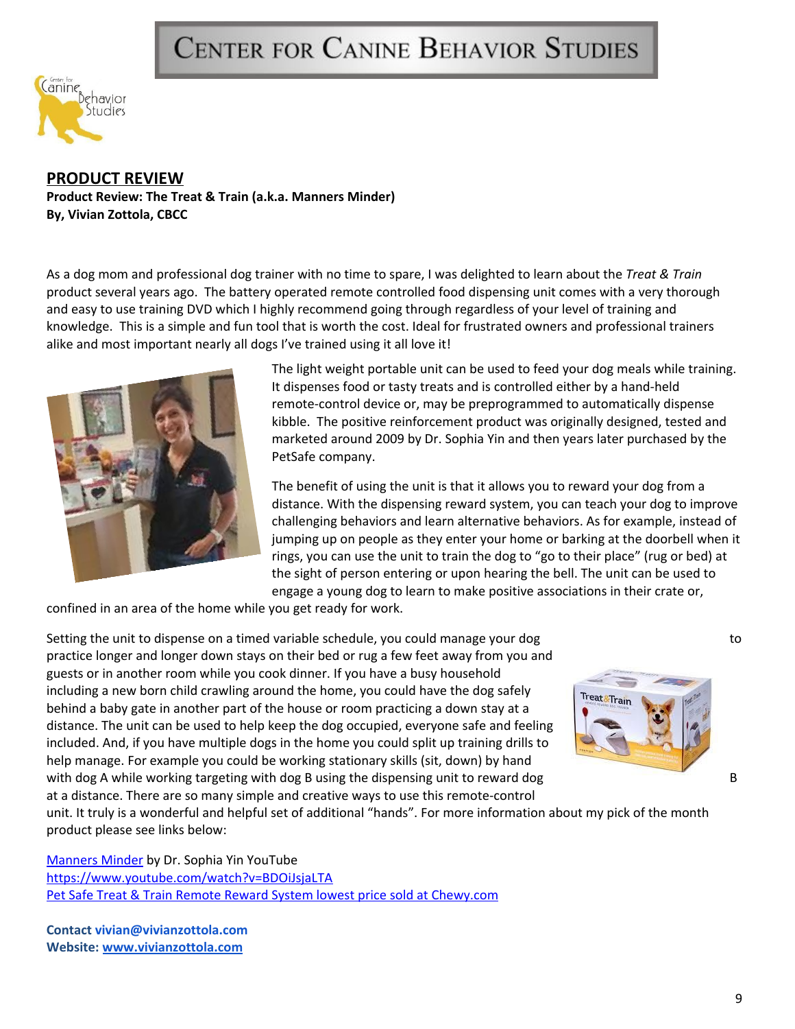# Center for Canine Behavior Studies

## PRODUCT REVIEW

**Product Review: The Treat & Train (a.k.a. Manners Minder)**
**By, Vivian Zottola, CBCC**

As a dog mom and professional dog trainer with no time to spare, I was delighted to learn about the *Treat & Train* product several years ago. The battery operated remote controlled food dispensing unit comes with a very thorough and easy to use training DVD which I highly recommend going through regardless of your level of training and knowledge. This is a simple and fun tool that is worth the cost. Ideal for frustrated owners and professional trainers alike and most important nearly all dogs I've trained using it all love it!

The light weight portable unit can be used to feed your dog meals while training. It dispenses food or tasty treats and is controlled either by a hand-held remote-control device or, may be preprogrammed to automatically dispense kibble. The positive reinforcement product was originally designed, tested and marketed around 2009 by Dr. Sophia Yin and then years later purchased by the PetSafe company.

The benefit of using the unit is that it allows you to reward your dog from a distance. With the dispensing reward system, you can teach your dog to improve challenging behaviors and learn alternative behaviors. As for example, instead of jumping up on people as they enter your home or barking at the doorbell when it rings, you can use the unit to train the dog to "go to their place" (rug or bed) at the sight of person entering or upon hearing the bell. The unit can be used to engage a young dog to learn to make positive associations in their crate or, confined in an area of the home while you get ready for work.

Setting the unit to dispense on a timed variable schedule, you could manage your dog to practice longer and longer down stays on their bed or rug a few feet away from you and guests or in another room while you cook dinner. If you have a busy household including a new born child crawling around the home, you could have the dog safely behind a baby gate in another part of the house or room practicing a down stay at a distance. The unit can be used to help keep the dog occupied, everyone safe and feeling included. And, if you have multiple dogs in the home you could split up training drills to help manage. For example you could be working stationary skills (sit, down) by hand with dog A while working targeting with dog B using the dispensing unit to reward dog B at a distance. There are so many simple and creative ways to use this remote-control unit. It truly is a wonderful and helpful set of additional "hands". For more information about my pick of the month product please see links below:

[Manners Minder](https://www.youtube.com/watch?v=BDOiJsjaLTA) by Dr. Sophia Yin YouTube
https://www.youtube.com/watch?v=BDOiJsjaLTA
Pet Safe Treat & Train Remote Reward System lowest price sold at Chewy.com

**Contact vivian@vivianzottola.com**
**Website: www.vivianzottola.com**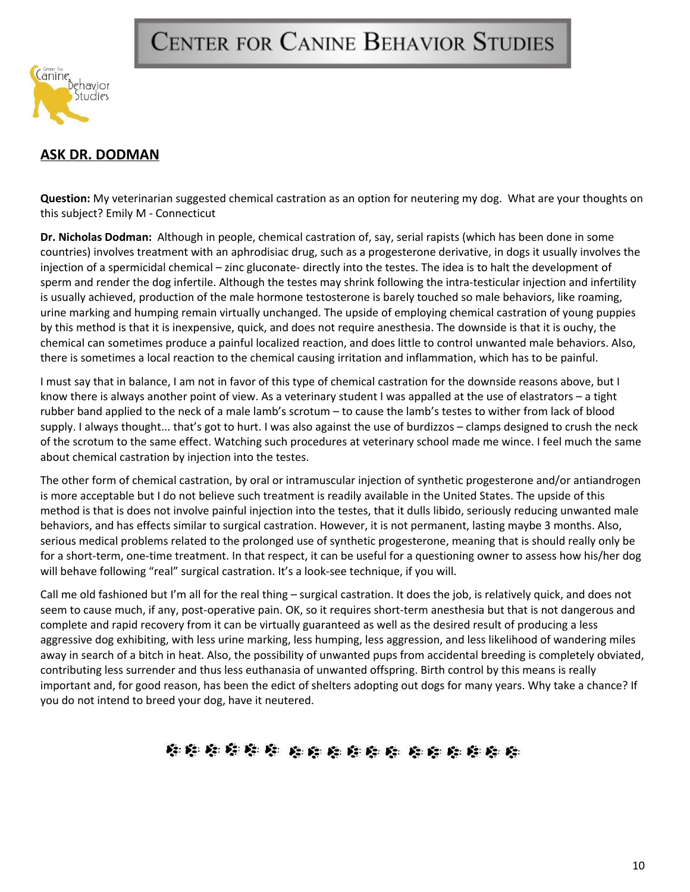## ASK DR. DODMAN

**Question:** My veterinarian suggested chemical castration as an option for neutering my dog. What are your thoughts on this subject? Emily M - Connecticut

**Dr. Nicholas Dodman:** Although in people, chemical castration of, say, serial rapists (which has been done in some countries) involves treatment with an aphrodisiac drug, such as a progesterone derivative, in dogs it usually involves the injection of a spermicidal chemical – zinc gluconate- directly into the testes. The idea is to halt the development of sperm and render the dog infertile. Although the testes may shrink following the intra-testicular injection and infertility is usually achieved, production of the male hormone testosterone is barely touched so male behaviors, like roaming, urine marking and humping remain virtually unchanged. The upside of employing chemical castration of young puppies by this method is that it is inexpensive, quick, and does not require anesthesia. The downside is that it is ouchy, the chemical can sometimes produce a painful localized reaction, and does little to control unwanted male behaviors. Also, there is sometimes a local reaction to the chemical causing irritation and inflammation, which has to be painful.

I must say that in balance, I am not in favor of this type of chemical castration for the downside reasons above, but I know there is always another point of view. As a veterinary student I was appalled at the use of elastrators – a tight rubber band applied to the neck of a male lamb's scrotum – to cause the lamb's testes to wither from lack of blood supply. I always thought... that's got to hurt. I was also against the use of burdizzos – clamps designed to crush the neck of the scrotum to the same effect. Watching such procedures at veterinary school made me wince. I feel much the same about chemical castration by injection into the testes.

The other form of chemical castration, by oral or intramuscular injection of synthetic progesterone and/or antiandrogen is more acceptable but I do not believe such treatment is readily available in the United States. The upside of this method is that is does not involve painful injection into the testes, that it dulls libido, seriously reducing unwanted male behaviors, and has effects similar to surgical castration. However, it is not permanent, lasting maybe 3 months. Also, serious medical problems related to the prolonged use of synthetic progesterone, meaning that is should really only be for a short-term, one-time treatment. In that respect, it can be useful for a questioning owner to assess how his/her dog will behave following "real" surgical castration. It's a look-see technique, if you will.

Call me old fashioned but I'm all for the real thing – surgical castration. It does the job, is relatively quick, and does not seem to cause much, if any, post-operative pain. OK, so it requires short-term anesthesia but that is not dangerous and complete and rapid recovery from it can be virtually guaranteed as well as the desired result of producing a less aggressive dog exhibiting, with less urine marking, less humping, less aggression, and less likelihood of wandering miles away in search of a bitch in heat. Also, the possibility of unwanted pups from accidental breeding is completely obviated, contributing less surrender and thus less euthanasia of unwanted offspring. Birth control by this means is really important and, for good reason, has been the edict of shelters adopting out dogs for many years. Why take a chance? If you do not intend to breed your dog, have it neutered.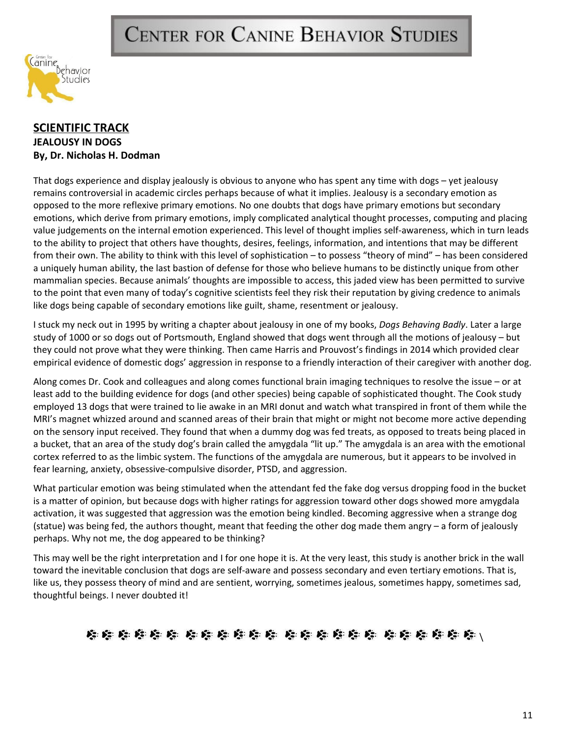# CENTER FOR CANINE BEHAVIOR STUDIES

## SCIENTIFIC TRACK

**JEALOUSY IN DOGS**

**By, Dr. Nicholas H. Dodman**

That dogs experience and display jealously is obvious to anyone who has spent any time with dogs – yet jealousy remains controversial in academic circles perhaps because of what it implies. Jealousy is a secondary emotion as opposed to the more reflexive primary emotions. No one doubts that dogs have primary emotions but secondary emotions, which derive from primary emotions, imply complicated analytical thought processes, computing and placing value judgements on the internal emotion experienced. This level of thought implies self-awareness, which in turn leads to the ability to project that others have thoughts, desires, feelings, information, and intentions that may be different from their own. The ability to think with this level of sophistication – to possess "theory of mind" – has been considered a uniquely human ability, the last bastion of defense for those who believe humans to be distinctly unique from other mammalian species. Because animals' thoughts are impossible to access, this jaded view has been permitted to survive to the point that even many of today's cognitive scientists feel they risk their reputation by giving credence to animals like dogs being capable of secondary emotions like guilt, shame, resentment or jealousy.

I stuck my neck out in 1995 by writing a chapter about jealousy in one of my books, *Dogs Behaving Badly*. Later a large study of 1000 or so dogs out of Portsmouth, England showed that dogs went through all the motions of jealousy – but they could not prove what they were thinking. Then came Harris and Prouvost's findings in 2014 which provided clear empirical evidence of domestic dogs' aggression in response to a friendly interaction of their caregiver with another dog.

Along comes Dr. Cook and colleagues and along comes functional brain imaging techniques to resolve the issue – or at least add to the building evidence for dogs (and other species) being capable of sophisticated thought. The Cook study employed 13 dogs that were trained to lie awake in an MRI donut and watch what transpired in front of them while the MRI's magnet whizzed around and scanned areas of their brain that might or might not become more active depending on the sensory input received. They found that when a dummy dog was fed treats, as opposed to treats being placed in a bucket, that an area of the study dog's brain called the amygdala "lit up." The amygdala is an area with the emotional cortex referred to as the limbic system. The functions of the amygdala are numerous, but it appears to be involved in fear learning, anxiety, obsessive-compulsive disorder, PTSD, and aggression.

What particular emotion was being stimulated when the attendant fed the fake dog versus dropping food in the bucket is a matter of opinion, but because dogs with higher ratings for aggression toward other dogs showed more amygdala activation, it was suggested that aggression was the emotion being kindled. Becoming aggressive when a strange dog (statue) was being fed, the authors thought, meant that feeding the other dog made them angry – a form of jealously perhaps. Why not me, the dog appeared to be thinking?

This may well be the right interpretation and I for one hope it is. At the very least, this study is another brick in the wall toward the inevitable conclusion that dogs are self-aware and possess secondary and even tertiary emotions. That is, like us, they possess theory of mind and are sentient, worrying, sometimes jealous, sometimes happy, sometimes sad, thoughtful beings. I never doubted it!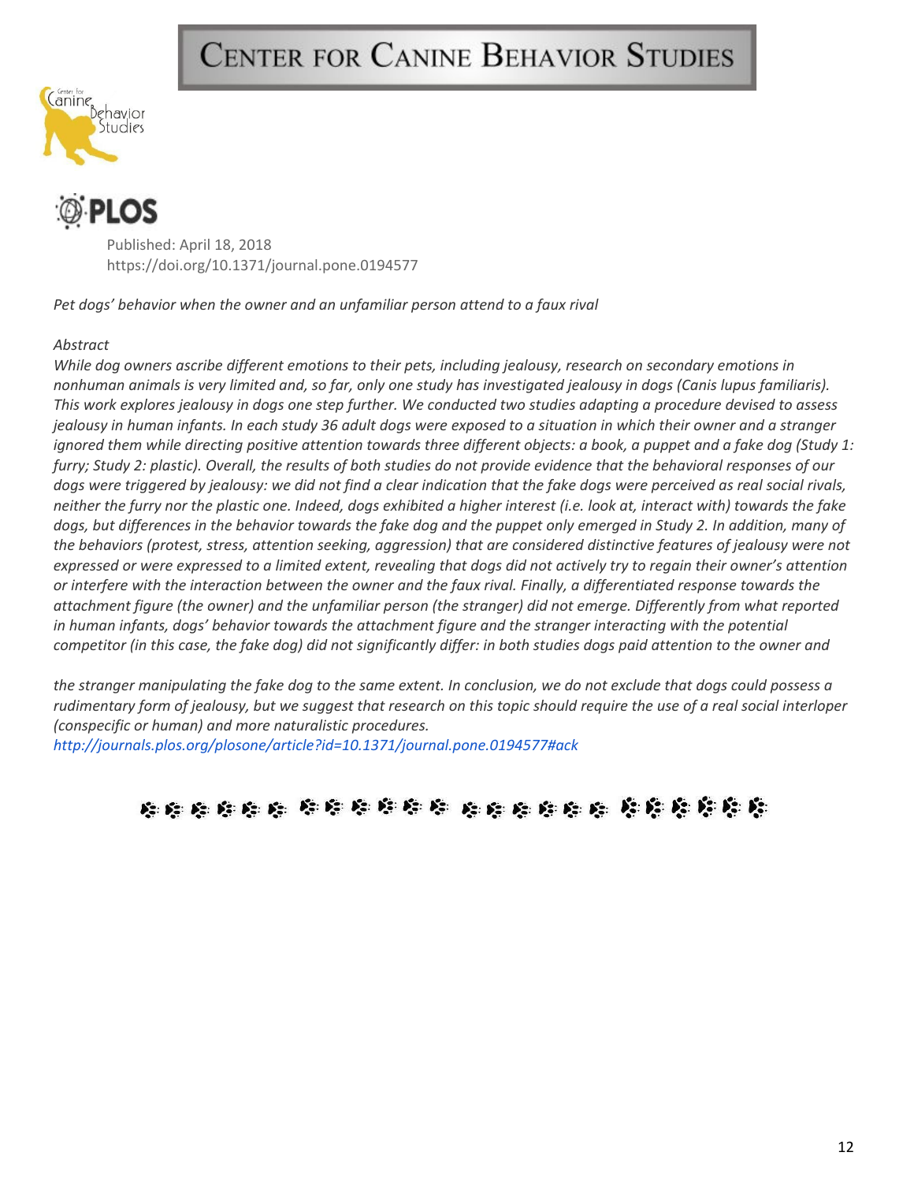Published: April 18, 2018
https://doi.org/10.1371/journal.pone.0194577

*Pet dogs' behavior when the owner and an unfamiliar person attend to a faux rival*

*Abstract*

*While dog owners ascribe different emotions to their pets, including jealousy, research on secondary emotions in nonhuman animals is very limited and, so far, only one study has investigated jealousy in dogs (Canis lupus familiaris). This work explores jealousy in dogs one step further. We conducted two studies adapting a procedure devised to assess jealousy in human infants. In each study 36 adult dogs were exposed to a situation in which their owner and a stranger ignored them while directing positive attention towards three different objects: a book, a puppet and a fake dog (Study 1: furry; Study 2: plastic). Overall, the results of both studies do not provide evidence that the behavioral responses of our dogs were triggered by jealousy: we did not find a clear indication that the fake dogs were perceived as real social rivals, neither the furry nor the plastic one. Indeed, dogs exhibited a higher interest (i.e. look at, interact with) towards the fake dogs, but differences in the behavior towards the fake dog and the puppet only emerged in Study 2. In addition, many of the behaviors (protest, stress, attention seeking, aggression) that are considered distinctive features of jealousy were not expressed or were expressed to a limited extent, revealing that dogs did not actively try to regain their owner's attention or interfere with the interaction between the owner and the faux rival. Finally, a differentiated response towards the attachment figure (the owner) and the unfamiliar person (the stranger) did not emerge. Differently from what reported in human infants, dogs' behavior towards the attachment figure and the stranger interacting with the potential competitor (in this case, the fake dog) did not significantly differ: in both studies dogs paid attention to the owner and the stranger manipulating the fake dog to the same extent. In conclusion, we do not exclude that dogs could possess a rudimentary form of jealousy, but we suggest that research on this topic should require the use of a real social interloper (conspecific or human) and more naturalistic procedures.*

http://journals.plos.org/plosone/article?id=10.1371/journal.pone.0194577#ack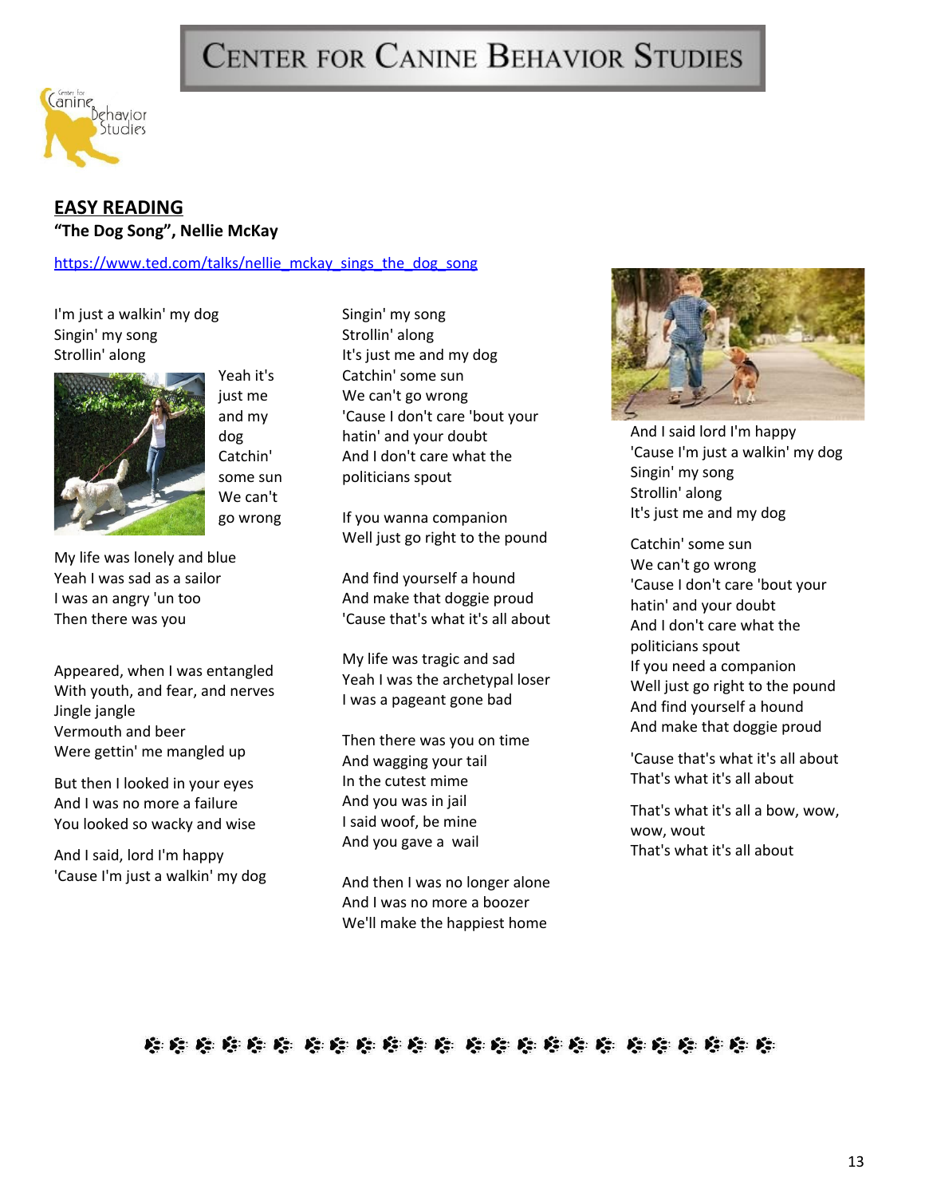# Center for Canine Behavior Studies

## EASY READING

**"The Dog Song", Nellie McKay**

https://www.ted.com/talks/nellie_mckay_sings_the_dog_song

I'm just a walkin' my dog
Singin' my song
Strollin' along
Yeah it's just me and my dog
Catchin' some sun
We can't go wrong

My life was lonely and blue
Yeah I was sad as a sailor
I was an angry 'un too
Then there was you

Appeared, when I was entangled
With youth, and fear, and nerves
Jingle jangle
Vermouth and beer
Were gettin' me mangled up

But then I looked in your eyes
And I was no more a failure
You looked so wacky and wise

And I said, lord I'm happy
'Cause I'm just a walkin' my dog
Singin' my song
Strollin' along
It's just me and my dog
Catchin' some sun
We can't go wrong
'Cause I don't care 'bout your hatin' and your doubt
And I don't care what the politicians spout

If you wanna companion
Well just go right to the pound

And find yourself a hound
And make that doggie proud
'Cause that's what it's all about

My life was tragic and sad
Yeah I was the archetypal loser
I was a pageant gone bad

Then there was you on time
And wagging your tail
In the cutest mime
And you was in jail
I said woof, be mine
And you gave a wail

And then I was no longer alone
And I was no more a boozer
We'll make the happiest home

And I said lord I'm happy
'Cause I'm just a walkin' my dog
Singin' my song
Strollin' along
It's just me and my dog

Catchin' some sun
We can't go wrong
'Cause I don't care 'bout your hatin' and your doubt
And I don't care what the politicians spout
If you need a companion
Well just go right to the pound
And find yourself a hound
And make that doggie proud

'Cause that's what it's all about
That's what it's all about

That's what it's all a bow, wow, wow, wout
That's what it's all about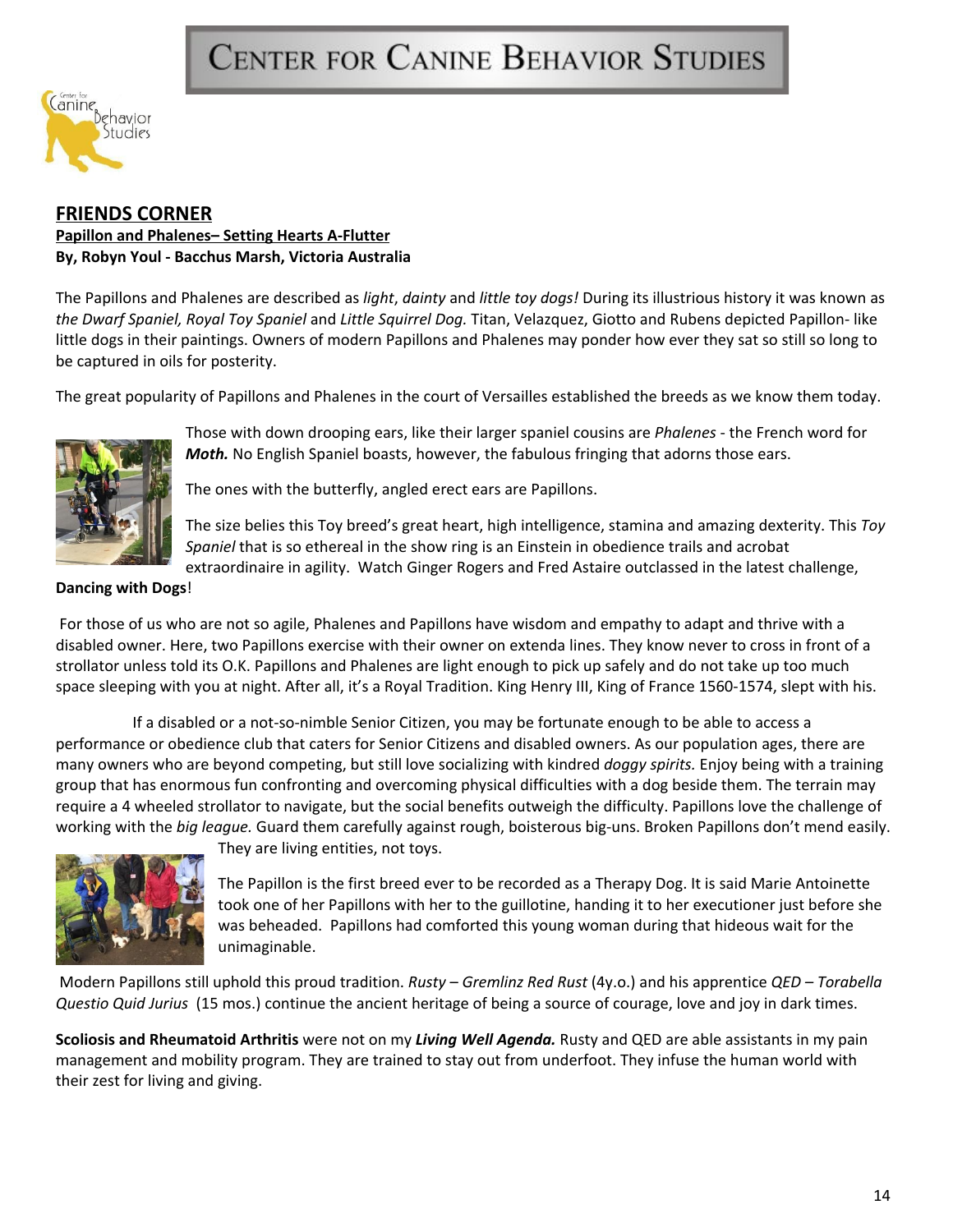# CENTER FOR CANINE BEHAVIOR STUDIES

## FRIENDS CORNER

**Papillon and Phalenes– Setting Hearts A-Flutter**

**By, Robyn Youl - Bacchus Marsh, Victoria Australia**

The Papillons and Phalenes are described as *light*, *dainty* and *little toy dogs!* During its illustrious history it was known as *the Dwarf Spaniel, Royal Toy Spaniel* and *Little Squirrel Dog.* Titan, Velazquez, Giotto and Rubens depicted Papillon- like little dogs in their paintings. Owners of modern Papillons and Phalenes may ponder how ever they sat so still so long to be captured in oils for posterity.

The great popularity of Papillons and Phalenes in the court of Versailles established the breeds as we know them today.

Those with down drooping ears, like their larger spaniel cousins are *Phalenes* - the French word for ***Moth.*** No English Spaniel boasts, however, the fabulous fringing that adorns those ears.

The ones with the butterfly, angled erect ears are Papillons.

The size belies this Toy breed's great heart, high intelligence, stamina and amazing dexterity. This *Toy Spaniel* that is so ethereal in the show ring is an Einstein in obedience trails and acrobat extraordinaire in agility. Watch Ginger Rogers and Fred Astaire outclassed in the latest challenge, **Dancing with Dogs**!

For those of us who are not so agile, Phalenes and Papillons have wisdom and empathy to adapt and thrive with a disabled owner. Here, two Papillons exercise with their owner on extenda lines. They know never to cross in front of a strollator unless told its O.K. Papillons and Phalenes are light enough to pick up safely and do not take up too much space sleeping with you at night. After all, it's a Royal Tradition. King Henry III, King of France 1560-1574, slept with his.

If a disabled or a not-so-nimble Senior Citizen, you may be fortunate enough to be able to access a performance or obedience club that caters for Senior Citizens and disabled owners. As our population ages, there are many owners who are beyond competing, but still love socializing with kindred *doggy spirits.* Enjoy being with a training group that has enormous fun confronting and overcoming physical difficulties with a dog beside them. The terrain may require a 4 wheeled strollator to navigate, but the social benefits outweigh the difficulty. Papillons love the challenge of working with the *big league.* Guard them carefully against rough, boisterous big-uns. Broken Papillons don't mend easily. They are living entities, not toys.

The Papillon is the first breed ever to be recorded as a Therapy Dog. It is said Marie Antoinette took one of her Papillons with her to the guillotine, handing it to her executioner just before she was beheaded. Papillons had comforted this young woman during that hideous wait for the unimaginable.

Modern Papillons still uphold this proud tradition. *Rusty – Gremlinz Red Rust* (4y.o.) and his apprentice *QED – Torabella Questio Quid Jurius* (15 mos.) continue the ancient heritage of being a source of courage, love and joy in dark times.

**Scoliosis and Rheumatoid Arthritis** were not on my ***Living Well Agenda.*** Rusty and QED are able assistants in my pain management and mobility program. They are trained to stay out from underfoot. They infuse the human world with their zest for living and giving.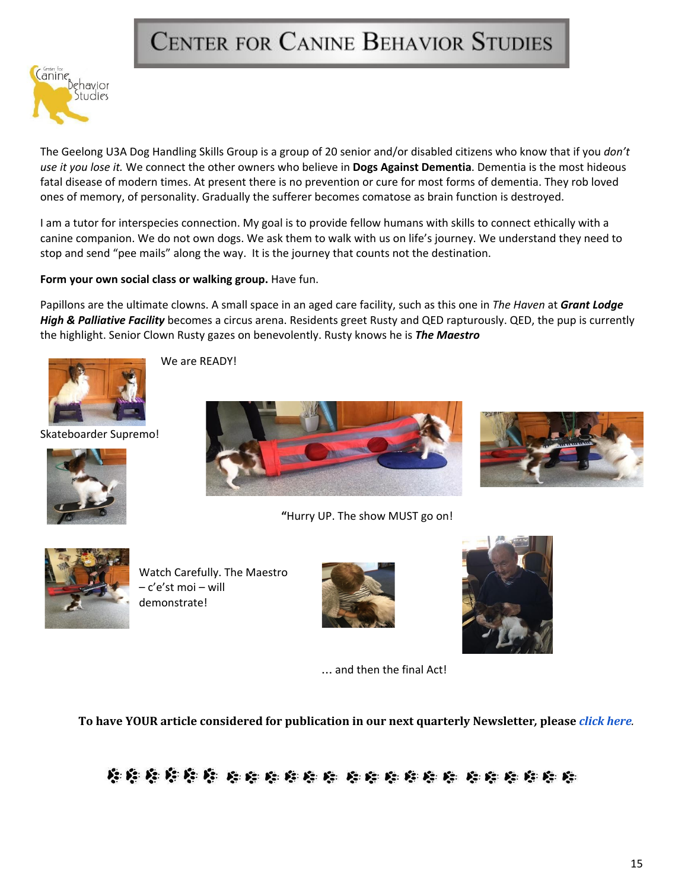# Center for Canine Behavior Studies

The Geelong U3A Dog Handling Skills Group is a group of 20 senior and/or disabled citizens who know that if you *don't use it you lose it.* We connect the other owners who believe in **Dogs Against Dementia**. Dementia is the most hideous fatal disease of modern times. At present there is no prevention or cure for most forms of dementia. They rob loved ones of memory, of personality. Gradually the sufferer becomes comatose as brain function is destroyed.

I am a tutor for interspecies connection. My goal is to provide fellow humans with skills to connect ethically with a canine companion. We do not own dogs. We ask them to walk with us on life's journey. We understand they need to stop and send "pee mails" along the way. It is the journey that counts not the destination.

**Form your own social class or walking group.** Have fun.

Papillons are the ultimate clowns. A small space in an aged care facility, such as this one in *The Haven* at ***Grant Lodge High & Palliative Facility*** becomes a circus arena. Residents greet Rusty and QED rapturously. QED, the pup is currently the highlight. Senior Clown Rusty gazes on benevolently. Rusty knows he is ***The Maestro***

We are READY!

Skateboarder Supremo!

**"**Hurry UP. The show MUST go on!

Watch Carefully. The Maestro – c'e'st moi – will demonstrate!

… and then the final Act!

**To have YOUR article considered for publication in our next quarterly Newsletter, please *click here*.**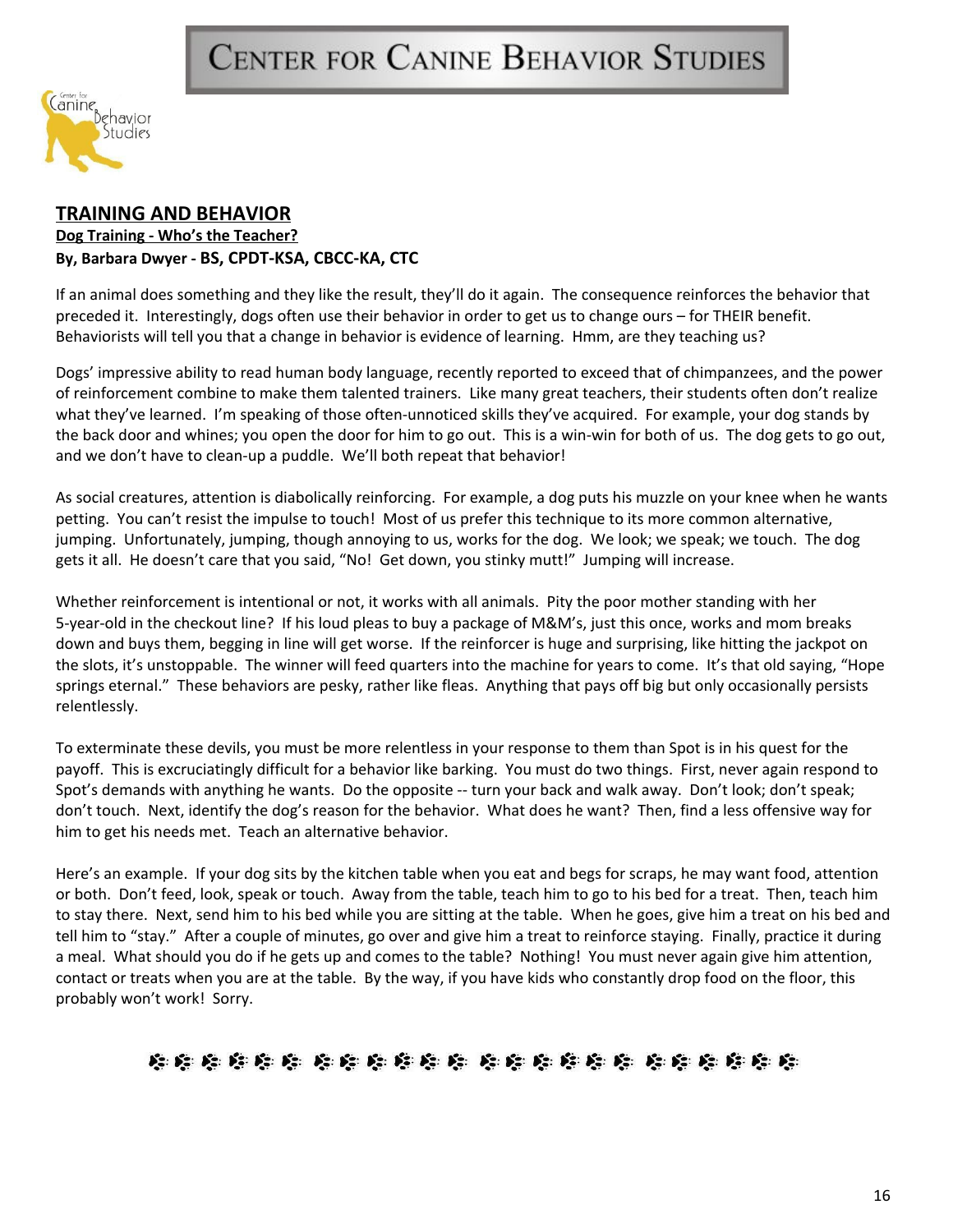# CENTER FOR CANINE BEHAVIOR STUDIES

## TRAINING AND BEHAVIOR

### Dog Training - Who's the Teacher?

**By, Barbara Dwyer - BS, CPDT-KSA, CBCC-KA, CTC**

If an animal does something and they like the result, they'll do it again. The consequence reinforces the behavior that preceded it. Interestingly, dogs often use their behavior in order to get us to change ours – for THEIR benefit. Behaviorists will tell you that a change in behavior is evidence of learning. Hmm, are they teaching us?

Dogs' impressive ability to read human body language, recently reported to exceed that of chimpanzees, and the power of reinforcement combine to make them talented trainers. Like many great teachers, their students often don't realize what they've learned. I'm speaking of those often-unnoticed skills they've acquired. For example, your dog stands by the back door and whines; you open the door for him to go out. This is a win-win for both of us. The dog gets to go out, and we don't have to clean-up a puddle. We'll both repeat that behavior!

As social creatures, attention is diabolically reinforcing. For example, a dog puts his muzzle on your knee when he wants petting. You can't resist the impulse to touch! Most of us prefer this technique to its more common alternative, jumping. Unfortunately, jumping, though annoying to us, works for the dog. We look; we speak; we touch. The dog gets it all. He doesn't care that you said, "No! Get down, you stinky mutt!" Jumping will increase.

Whether reinforcement is intentional or not, it works with all animals. Pity the poor mother standing with her 5-year-old in the checkout line? If his loud pleas to buy a package of M&M's, just this once, works and mom breaks down and buys them, begging in line will get worse. If the reinforcer is huge and surprising, like hitting the jackpot on the slots, it's unstoppable. The winner will feed quarters into the machine for years to come. It's that old saying, "Hope springs eternal." These behaviors are pesky, rather like fleas. Anything that pays off big but only occasionally persists relentlessly.

To exterminate these devils, you must be more relentless in your response to them than Spot is in his quest for the payoff. This is excruciatingly difficult for a behavior like barking. You must do two things. First, never again respond to Spot's demands with anything he wants. Do the opposite -- turn your back and walk away. Don't look; don't speak; don't touch. Next, identify the dog's reason for the behavior. What does he want? Then, find a less offensive way for him to get his needs met. Teach an alternative behavior.

Here's an example. If your dog sits by the kitchen table when you eat and begs for scraps, he may want food, attention or both. Don't feed, look, speak or touch. Away from the table, teach him to go to his bed for a treat. Then, teach him to stay there. Next, send him to his bed while you are sitting at the table. When he goes, give him a treat on his bed and tell him to "stay." After a couple of minutes, go over and give him a treat to reinforce staying. Finally, practice it during a meal. What should you do if he gets up and comes to the table? Nothing! You must never again give him attention, contact or treats when you are at the table. By the way, if you have kids who constantly drop food on the floor, this probably won't work! Sorry.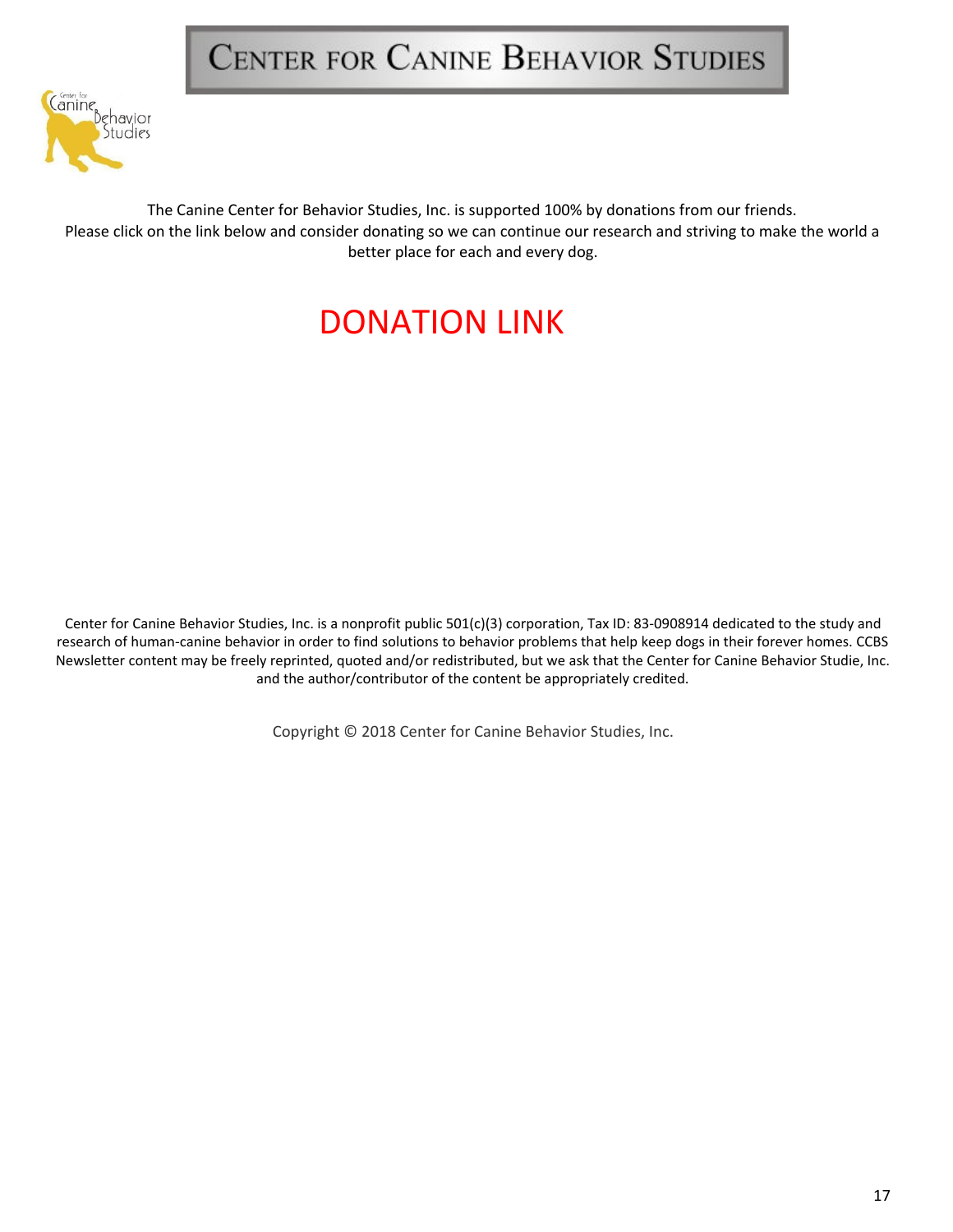# CENTER FOR CANINE BEHAVIOR STUDIES

The Canine Center for Behavior Studies, Inc. is supported 100% by donations from our friends.
Please click on the link below and consider donating so we can continue our research and striving to make the world a better place for each and every dog.

## DONATION LINK

Center for Canine Behavior Studies, Inc. is a nonprofit public 501(c)(3) corporation, Tax ID: 83-0908914 dedicated to the study and research of human-canine behavior in order to find solutions to behavior problems that help keep dogs in their forever homes. CCBS Newsletter content may be freely reprinted, quoted and/or redistributed, but we ask that the Center for Canine Behavior Studie, Inc. and the author/contributor of the content be appropriately credited.

Copyright © 2018 Center for Canine Behavior Studies, Inc.